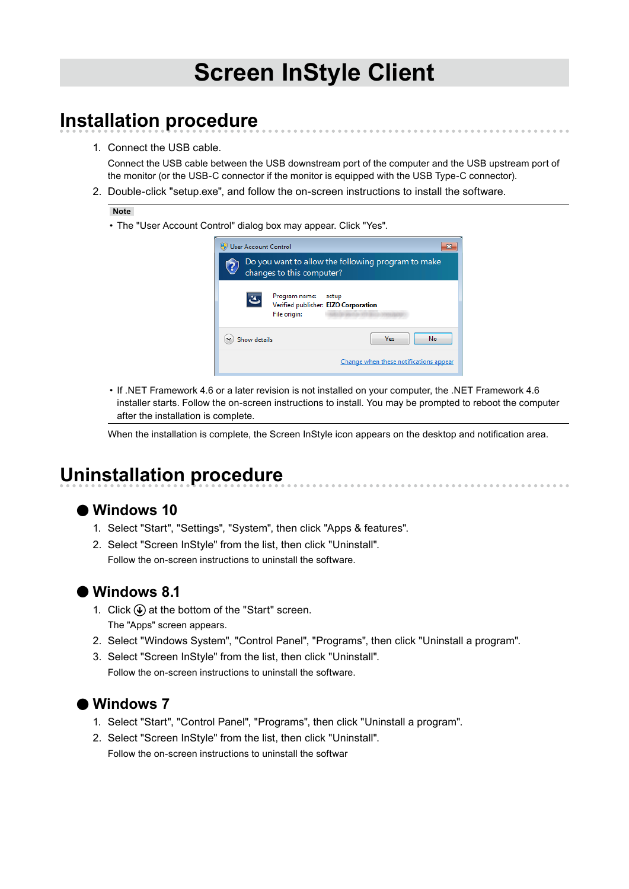# Screen InStyle Client

## Installation procedure

1. Connect the USB cable.

   Connect the USB cable between the USB downstream port of the computer and the USB upstream port of the monitor (or the USB-C connector if the monitor is equipped with the USB Type-C connector).

2. Double-click "setup.exe", and follow the on-screen instructions to install the software.

**Note**

- The "User Account Control" dialog box may appear. Click "Yes".
- If .NET Framework 4.6 or a later revision is not installed on your computer, the .NET Framework 4.6 installer starts. Follow the on-screen instructions to install. You may be prompted to reboot the computer after the installation is complete.

When the installation is complete, the Screen InStyle icon appears on the desktop and notification area.

## Uninstallation procedure

### ● Windows 10

1. Select "Start", "Settings", "System", then click "Apps & features".
2. Select "Screen InStyle" from the list, then click "Uninstall".

   Follow the on-screen instructions to uninstall the software.

### ● Windows 8.1

1. Click ⊕ at the bottom of the "Start" screen.

   The "Apps" screen appears.

2. Select "Windows System", "Control Panel", "Programs", then click "Uninstall a program".
3. Select "Screen InStyle" from the list, then click "Uninstall".

   Follow the on-screen instructions to uninstall the software.

### ● Windows 7

1. Select "Start", "Control Panel", "Programs", then click "Uninstall a program".
2. Select "Screen InStyle" from the list, then click "Uninstall".

   Follow the on-screen instructions to uninstall the softwar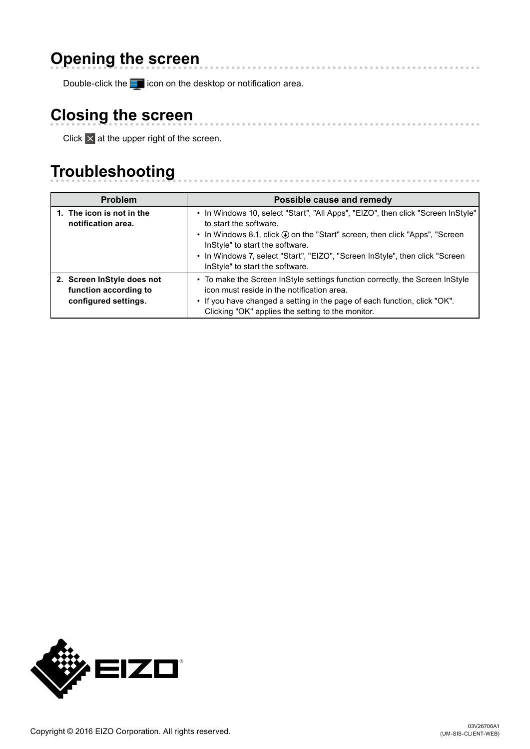## Opening the screen

Double-click the icon on the desktop or notification area.

## Closing the screen

Click ☒ at the upper right of the screen.

## Troubleshooting

| Problem | Possible cause and remedy |
|---|---|
| **1. The icon is not in the notification area.** | • In Windows 10, select "Start", "All Apps", "EIZO", then click "Screen InStyle" to start the software.<br>• In Windows 8.1, click ⊕ on the "Start" screen, then click "Apps", "Screen InStyle" to start the software.<br>• In Windows 7, select "Start", "EIZO", "Screen InStyle", then click "Screen InStyle" to start the software. |
| **2. Screen InStyle does not function according to configured settings.** | • To make the Screen InStyle settings function correctly, the Screen InStyle icon must reside in the notification area.<br>• If you have changed a setting in the page of each function, click "OK". Clicking "OK" applies the setting to the monitor. |

EIZO®

Copyright © 2016 EIZO Corporation. All rights reserved.

03V26706A1
(UM-SIS-CLIENT-WEB)